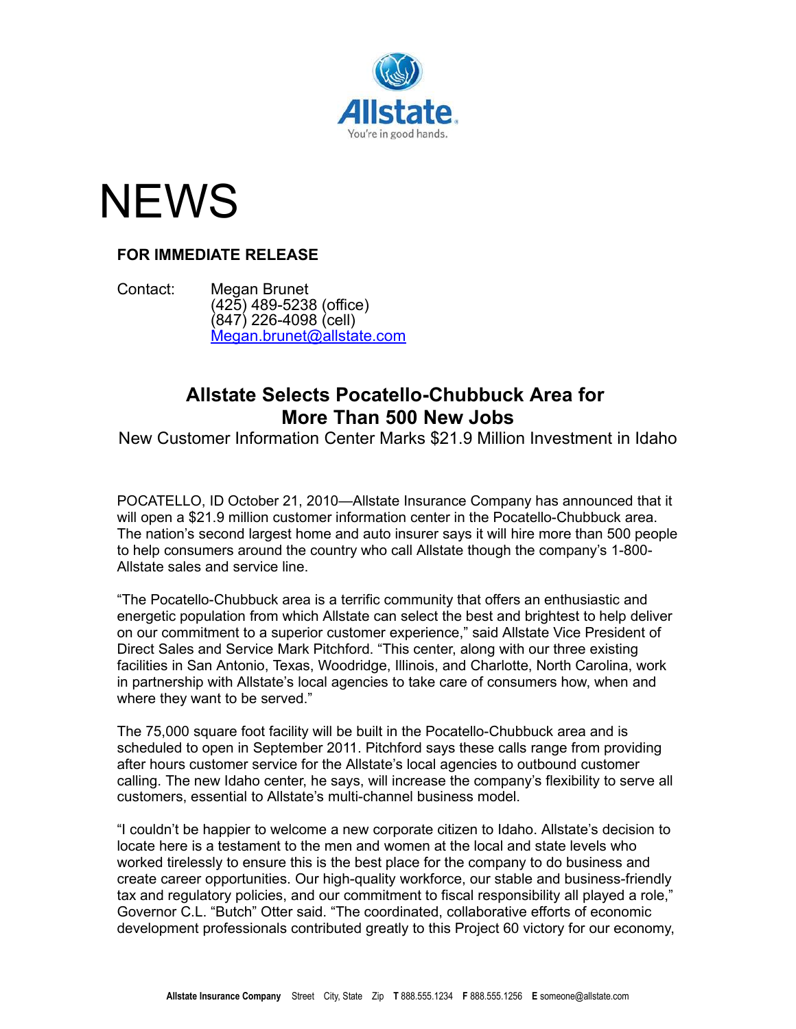# NEWS

**FOR IMMEDIATE RELEASE**

Contact: Megan Brunet
(425) 489-5238 (office)
(847) 226-4098 (cell)
Megan.brunet@allstate.com

## Allstate Selects Pocatello-Chubbuck Area for More Than 500 New Jobs

New Customer Information Center Marks $21.9 Million Investment in Idaho

POCATELLO, ID October 21, 2010—Allstate Insurance Company has announced that it will open a $21.9 million customer information center in the Pocatello-Chubbuck area. The nation's second largest home and auto insurer says it will hire more than 500 people to help consumers around the country who call Allstate though the company's 1-800-Allstate sales and service line.

"The Pocatello-Chubbuck area is a terrific community that offers an enthusiastic and energetic population from which Allstate can select the best and brightest to help deliver on our commitment to a superior customer experience," said Allstate Vice President of Direct Sales and Service Mark Pitchford. "This center, along with our three existing facilities in San Antonio, Texas, Woodridge, Illinois, and Charlotte, North Carolina, work in partnership with Allstate's local agencies to take care of consumers how, when and where they want to be served."

The 75,000 square foot facility will be built in the Pocatello-Chubbuck area and is scheduled to open in September 2011. Pitchford says these calls range from providing after hours customer service for the Allstate's local agencies to outbound customer calling. The new Idaho center, he says, will increase the company's flexibility to serve all customers, essential to Allstate's multi-channel business model.

"I couldn't be happier to welcome a new corporate citizen to Idaho. Allstate's decision to locate here is a testament to the men and women at the local and state levels who worked tirelessly to ensure this is the best place for the company to do business and create career opportunities. Our high-quality workforce, our stable and business-friendly tax and regulatory policies, and our commitment to fiscal responsibility all played a role," Governor C.L. "Butch" Otter said. "The coordinated, collaborative efforts of economic development professionals contributed greatly to this Project 60 victory for our economy,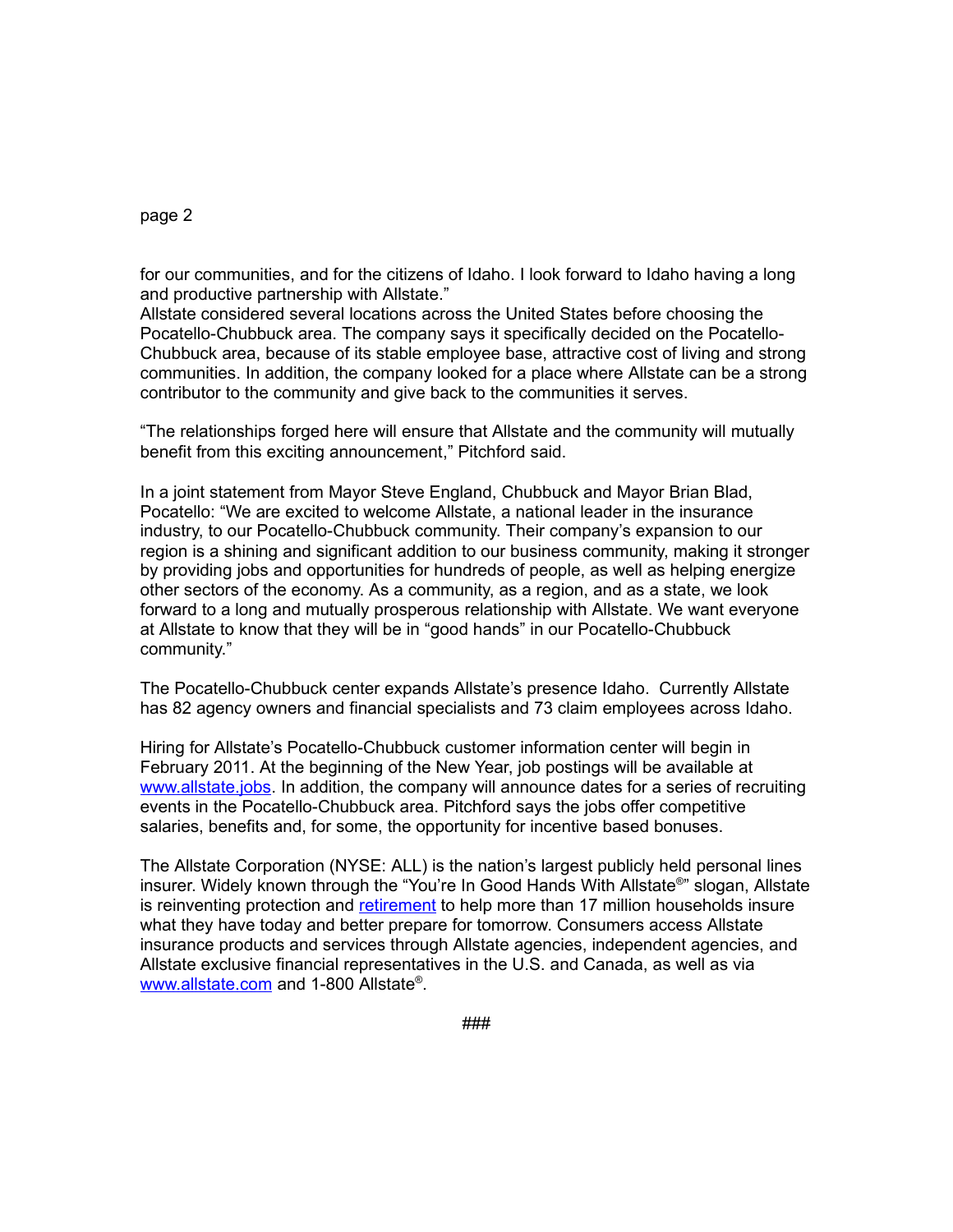for our communities, and for the citizens of Idaho. I look forward to Idaho having a long and productive partnership with Allstate."

Allstate considered several locations across the United States before choosing the Pocatello-Chubbuck area. The company says it specifically decided on the Pocatello-Chubbuck area, because of its stable employee base, attractive cost of living and strong communities. In addition, the company looked for a place where Allstate can be a strong contributor to the community and give back to the communities it serves.

"The relationships forged here will ensure that Allstate and the community will mutually benefit from this exciting announcement," Pitchford said.

In a joint statement from Mayor Steve England, Chubbuck and Mayor Brian Blad, Pocatello: "We are excited to welcome Allstate, a national leader in the insurance industry, to our Pocatello-Chubbuck community. Their company's expansion to our region is a shining and significant addition to our business community, making it stronger by providing jobs and opportunities for hundreds of people, as well as helping energize other sectors of the economy. As a community, as a region, and as a state, we look forward to a long and mutually prosperous relationship with Allstate. We want everyone at Allstate to know that they will be in "good hands" in our Pocatello-Chubbuck community."

The Pocatello-Chubbuck center expands Allstate's presence Idaho. Currently Allstate has 82 agency owners and financial specialists and 73 claim employees across Idaho.

Hiring for Allstate's Pocatello-Chubbuck customer information center will begin in February 2011. At the beginning of the New Year, job postings will be available at www.allstate.jobs. In addition, the company will announce dates for a series of recruiting events in the Pocatello-Chubbuck area. Pitchford says the jobs offer competitive salaries, benefits and, for some, the opportunity for incentive based bonuses.

The Allstate Corporation (NYSE: ALL) is the nation's largest publicly held personal lines insurer. Widely known through the "You're In Good Hands With Allstate®" slogan, Allstate is reinventing protection and retirement to help more than 17 million households insure what they have today and better prepare for tomorrow. Consumers access Allstate insurance products and services through Allstate agencies, independent agencies, and Allstate exclusive financial representatives in the U.S. and Canada, as well as via www.allstate.com and 1-800 Allstate®.

###